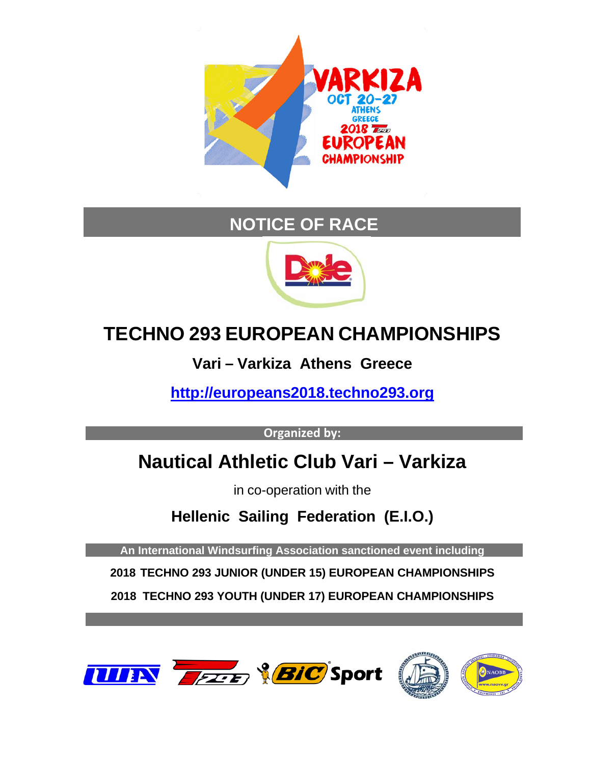# NOTICE OF RACE

# TECHNO 293 EUROPEAN CHAMPIONSHIPS

## Vari – Varkiza Athens Greece

**http://europeans2018.techno293.org**

**Organized by:**

## Nautical Athletic Club Vari – Varkiza

in co-operation with the

### Hellenic Sailing Federation (E.I.O.)

**An International Windsurfing Association sanctioned event including**

**2018 TECHNO 293 JUNIOR (UNDER 15) EUROPEAN CHAMPIONSHIPS**

**2018 TECHNO 293 YOUTH (UNDER 17) EUROPEAN CHAMPIONSHIPS**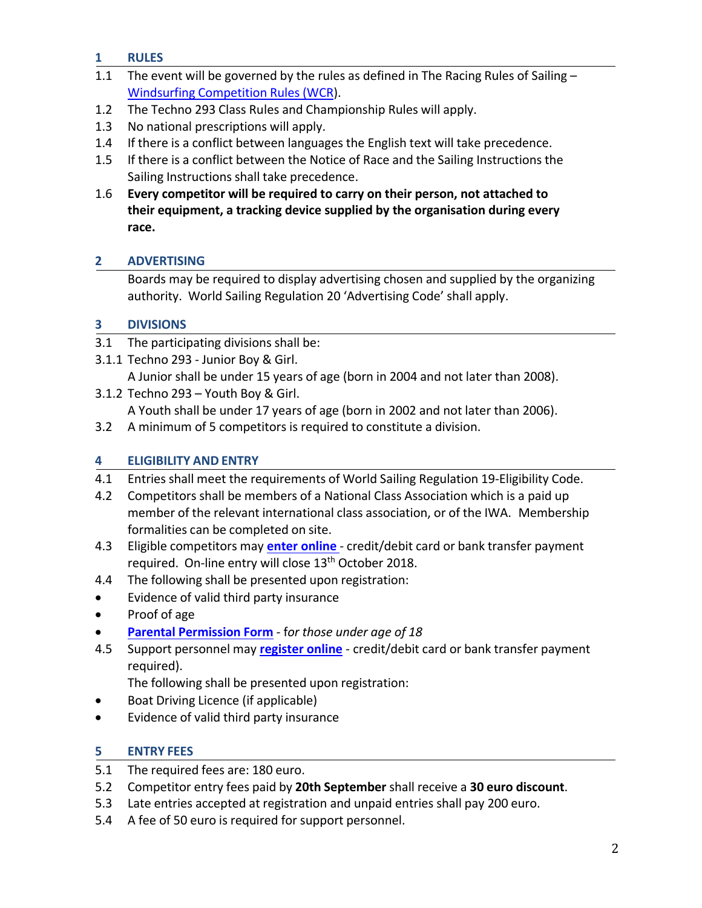## 1 RULES

1.1 The event will be governed by the rules as defined in The Racing Rules of Sailing – Windsurfing Competition Rules (WCR).

1.2 The Techno 293 Class Rules and Championship Rules will apply.

1.3 No national prescriptions will apply.

1.4 If there is a conflict between languages the English text will take precedence.

1.5 If there is a conflict between the Notice of Race and the Sailing Instructions the Sailing Instructions shall take precedence.

1.6 **Every competitor will be required to carry on their person, not attached to their equipment, a tracking device supplied by the organisation during every race.**

## 2 ADVERTISING

Boards may be required to display advertising chosen and supplied by the organizing authority. World Sailing Regulation 20 'Advertising Code' shall apply.

## 3 DIVISIONS

3.1 The participating divisions shall be:

3.1.1 Techno 293 - Junior Boy & Girl.
A Junior shall be under 15 years of age (born in 2004 and not later than 2008).

3.1.2 Techno 293 – Youth Boy & Girl.
A Youth shall be under 17 years of age (born in 2002 and not later than 2006).

3.2 A minimum of 5 competitors is required to constitute a division.

## 4 ELIGIBILITY AND ENTRY

4.1 Entries shall meet the requirements of World Sailing Regulation 19-Eligibility Code.

4.2 Competitors shall be members of a National Class Association which is a paid up member of the relevant international class association, or of the IWA. Membership formalities can be completed on site.

4.3 Eligible competitors may **enter online** - credit/debit card or bank transfer payment required. On-line entry will close 13th October 2018.

4.4 The following shall be presented upon registration:

- Evidence of valid third party insurance
- Proof of age
- **Parental Permission Form** - f*or those under age of 18*

4.5 Support personnel may **register online** - credit/debit card or bank transfer payment required).
The following shall be presented upon registration:

- Boat Driving Licence (if applicable)
- Evidence of valid third party insurance

## 5 ENTRY FEES

5.1 The required fees are: 180 euro.

5.2 Competitor entry fees paid by **20th September** shall receive a **30 euro discount**.

5.3 Late entries accepted at registration and unpaid entries shall pay 200 euro.

5.4 A fee of 50 euro is required for support personnel.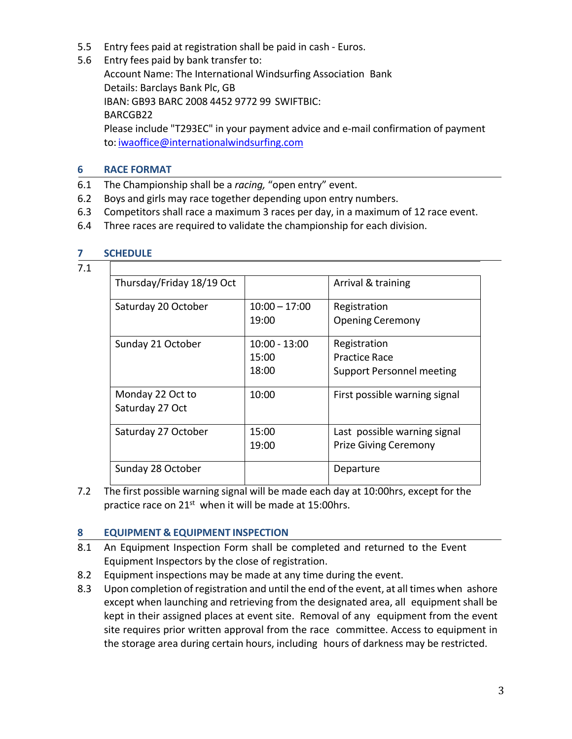5.5 Entry fees paid at registration shall be paid in cash - Euros.

5.6 Entry fees paid by bank transfer to:
Account Name: The International Windsurfing Association Bank
Details: Barclays Bank Plc, GB
IBAN: GB93 BARC 2008 4452 9772 99 SWIFTBIC:
BARCGB22
Please include "T293EC" in your payment advice and e-mail confirmation of payment to: iwaoffice@internationalwindsurfing.com

## 6 RACE FORMAT

6.1 The Championship shall be a *racing,* "open entry" event.

6.2 Boys and girls may race together depending upon entry numbers.

6.3 Competitors shall race a maximum 3 races per day, in a maximum of 12 race event.

6.4 Three races are required to validate the championship for each division.

## 7 SCHEDULE

7.1

| | | |
|---|---|---|
| Thursday/Friday 18/19 Oct | | Arrival & training |
| Saturday 20 October | 10:00 – 17:00<br>19:00 | Registration<br>Opening Ceremony |
| Sunday 21 October | 10:00 - 13:00<br>15:00<br>18:00 | Registration<br>Practice Race<br>Support Personnel meeting |
| Monday 22 Oct to Saturday 27 Oct | 10:00 | First possible warning signal |
| Saturday 27 October | 15:00<br>19:00 | Last possible warning signal<br>Prize Giving Ceremony |
| Sunday 28 October | | Departure |

7.2 The first possible warning signal will be made each day at 10:00hrs, except for the practice race on 21st when it will be made at 15:00hrs.

## 8 EQUIPMENT & EQUIPMENT INSPECTION

8.1 An Equipment Inspection Form shall be completed and returned to the Event Equipment Inspectors by the close of registration.

8.2 Equipment inspections may be made at any time during the event.

8.3 Upon completion of registration and until the end of the event, at all times when ashore except when launching and retrieving from the designated area, all equipment shall be kept in their assigned places at event site. Removal of any equipment from the event site requires prior written approval from the race committee. Access to equipment in the storage area during certain hours, including hours of darkness may be restricted.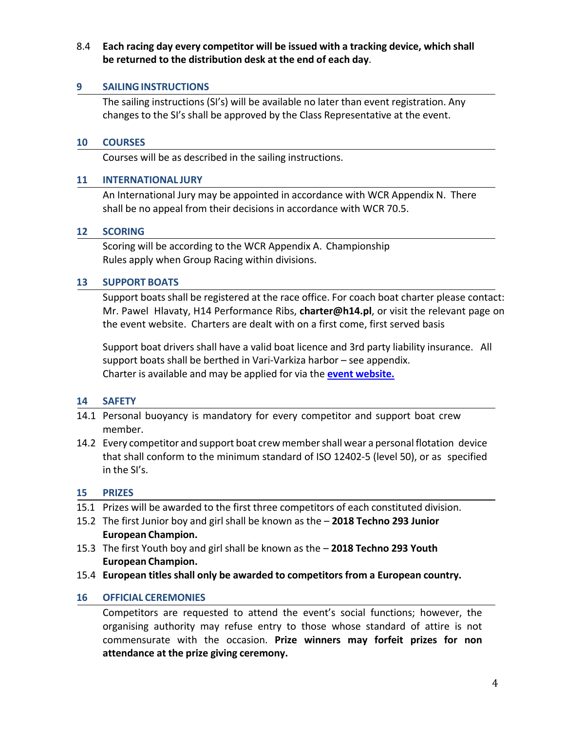8.4 **Each racing day every competitor will be issued with a tracking device, which shall be returned to the distribution desk at the end of each day**.

## 9 SAILING INSTRUCTIONS

The sailing instructions (SI's) will be available no later than event registration. Any changes to the SI's shall be approved by the Class Representative at the event.

## 10 COURSES

Courses will be as described in the sailing instructions.

## 11 INTERNATIONAL JURY

An International Jury may be appointed in accordance with WCR Appendix N. There shall be no appeal from their decisions in accordance with WCR 70.5.

## 12 SCORING

Scoring will be according to the WCR Appendix A. Championship Rules apply when Group Racing within divisions.

## 13 SUPPORT BOATS

Support boats shall be registered at the race office. For coach boat charter please contact: Mr. Pawel Hlavaty, H14 Performance Ribs, **charter@h14.pl**, or visit the relevant page on the event website. Charters are dealt with on a first come, first served basis

Support boat drivers shall have a valid boat licence and 3rd party liability insurance. All support boats shall be berthed in Vari-Varkiza harbor – see appendix.
Charter is available and may be applied for via the **event website.**

## 14 SAFETY

14.1 Personal buoyancy is mandatory for every competitor and support boat crew member.

14.2 Every competitor and support boat crew member shall wear a personal flotation device that shall conform to the minimum standard of ISO 12402-5 (level 50), or as specified in the SI's.

## 15 PRIZES

15.1 Prizes will be awarded to the first three competitors of each constituted division.

15.2 The first Junior boy and girl shall be known as the – **2018 Techno 293 Junior European Champion.**

15.3 The first Youth boy and girl shall be known as the – **2018 Techno 293 Youth European Champion.**

15.4 **European titles shall only be awarded to competitors from a European country.**

## 16 OFFICIAL CEREMONIES

Competitors are requested to attend the event's social functions; however, the organising authority may refuse entry to those whose standard of attire is not commensurate with the occasion. **Prize winners may forfeit prizes for non attendance at the prize giving ceremony.**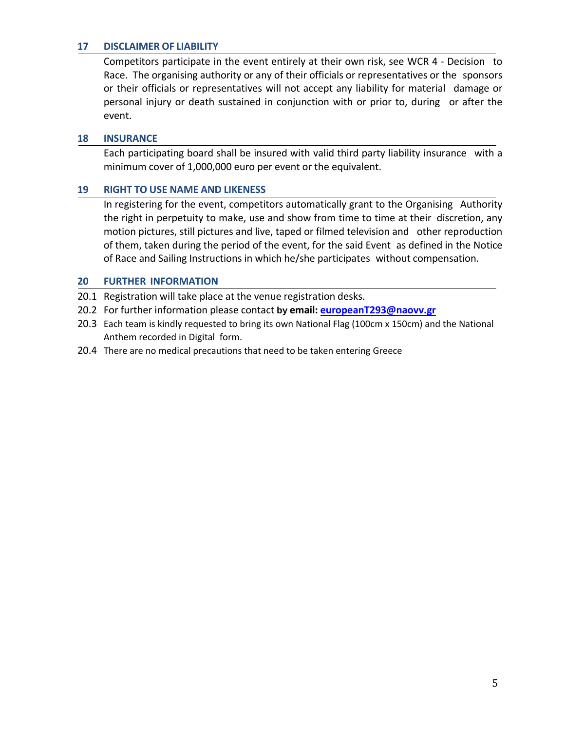## 17 DISCLAIMER OF LIABILITY

Competitors participate in the event entirely at their own risk, see WCR 4 - Decision to Race. The organising authority or any of their officials or representatives or the sponsors or their officials or representatives will not accept any liability for material damage or personal injury or death sustained in conjunction with or prior to, during or after the event.

## 18 INSURANCE

Each participating board shall be insured with valid third party liability insurance with a minimum cover of 1,000,000 euro per event or the equivalent.

## 19 RIGHT TO USE NAME AND LIKENESS

In registering for the event, competitors automatically grant to the Organising Authority the right in perpetuity to make, use and show from time to time at their discretion, any motion pictures, still pictures and live, taped or filmed television and other reproduction of them, taken during the period of the event, for the said Event as defined in the Notice of Race and Sailing Instructions in which he/she participates without compensation.

## 20 FURTHER INFORMATION

20.1 Registration will take place at the venue registration desks.

20.2 For further information please contact **by email: [europeanT293@naovv.gr](mailto:europeanT293@naovv.gr)**

20.3 Each team is kindly requested to bring its own National Flag (100cm x 150cm) and the National Anthem recorded in Digital form.

20.4 There are no medical precautions that need to be taken entering Greece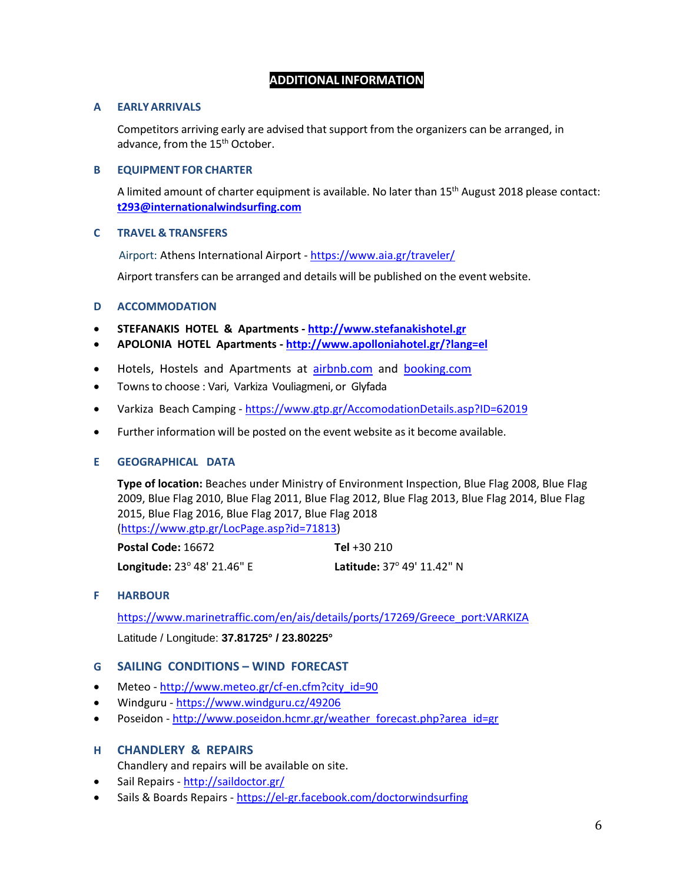# ADDITIONAL INFORMATION

## A EARLY ARRIVALS

Competitors arriving early are advised that support from the organizers can be arranged, in advance, from the 15th October.

## B EQUIPMENT FOR CHARTER

A limited amount of charter equipment is available. No later than 15th August 2018 please contact: **t293@internationalwindsurfing.com**

## C TRAVEL & TRANSFERS

Airport: Athens International Airport - https://www.aia.gr/traveler/

Airport transfers can be arranged and details will be published on the event website.

## D ACCOMMODATION

- **STEFANAKIS HOTEL & Apartments - http://www.stefanakishotel.gr**
- **APOLONIA HOTEL Apartments - http://www.apolloniahotel.gr/?lang=el**
- Hotels, Hostels and Apartments at airbnb.com and booking.com
- Towns to choose : Vari, Varkiza Vouliagmeni, or Glyfada
- Varkiza Beach Camping - https://www.gtp.gr/AccomodationDetails.asp?ID=62019
- Further information will be posted on the event website as it become available.

## E GEOGRAPHICAL DATA

**Type of location:** Beaches under Ministry of Environment Inspection, Blue Flag 2008, Blue Flag 2009, Blue Flag 2010, Blue Flag 2011, Blue Flag 2012, Blue Flag 2013, Blue Flag 2014, Blue Flag 2015, Blue Flag 2016, Blue Flag 2017, Blue Flag 2018 (https://www.gtp.gr/LocPage.asp?id=71813)

**Postal Code:** 16672　　**Tel** +30 210

**Longitude:** 23° 48' 21.46" E　　**Latitude:** 37° 49' 11.42" N

## F HARBOUR

https://www.marinetraffic.com/en/ais/details/ports/17269/Greece_port:VARKIZA

Latitude / Longitude: **37.81725° / 23.80225°**

## G SAILING CONDITIONS – WIND FORECAST

- Meteo - http://www.meteo.gr/cf-en.cfm?city_id=90
- Windguru - https://www.windguru.cz/49206
- Poseidon - http://www.poseidon.hcmr.gr/weather_forecast.php?area_id=gr

## H CHANDLERY & REPAIRS

Chandlery and repairs will be available on site.

- Sail Repairs - http://saildoctor.gr/
- Sails & Boards Repairs - https://el-gr.facebook.com/doctorwindsurfing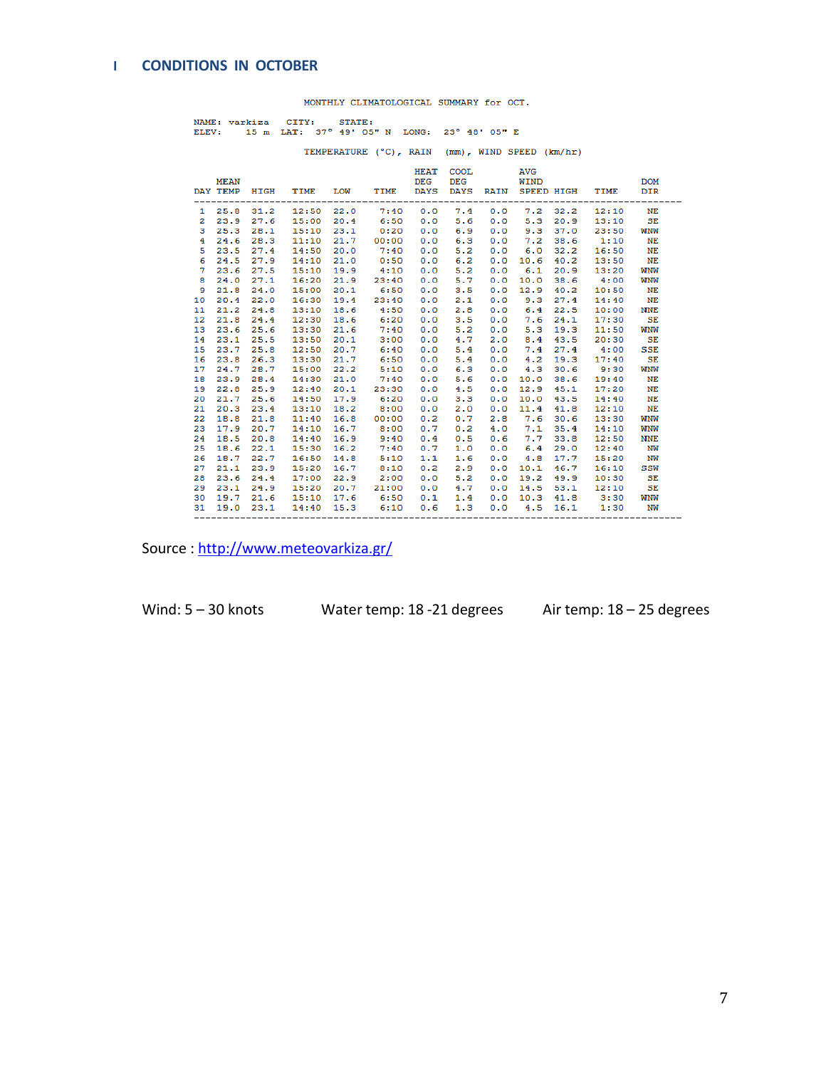## I CONDITIONS IN OCTOBER

MONTHLY CLIMATOLOGICAL SUMMARY for OCT.

NAME: varkiza CITY: STATE:
ELEV: 15 m LAT: 37° 49' 05" N LONG: 23° 48' 05" E

TEMPERATURE (°C), RAIN (mm), WIND SPEED (km/hr)

| DAY | MEAN TEMP | HIGH | TIME | LOW | TIME | HEAT DEG DAYS | COOL DEG DAYS | RAIN | AVG WIND SPEED | HIGH | TIME | DOM DIR |
|---|---|---|---|---|---|---|---|---|---|---|---|---|
| 1 | 25.8 | 31.2 | 12:50 | 22.0 | 7:40 | 0.0 | 7.4 | 0.0 | 7.2 | 32.2 | 12:10 | NE |
| 2 | 23.9 | 27.6 | 15:00 | 20.4 | 6:50 | 0.0 | 5.6 | 0.0 | 5.3 | 20.9 | 13:10 | SE |
| 3 | 25.3 | 28.1 | 15:10 | 23.1 | 0:20 | 0.0 | 6.9 | 0.0 | 9.3 | 37.0 | 23:50 | WNW |
| 4 | 24.6 | 28.3 | 11:10 | 21.7 | 00:00 | 0.0 | 6.3 | 0.0 | 7.2 | 38.6 | 1:10 | NE |
| 5 | 23.5 | 27.4 | 14:50 | 20.0 | 7:40 | 0.0 | 5.2 | 0.0 | 6.0 | 32.2 | 16:50 | NE |
| 6 | 24.5 | 27.9 | 14:10 | 21.0 | 0:50 | 0.0 | 6.2 | 0.0 | 10.6 | 40.2 | 13:50 | NE |
| 7 | 23.6 | 27.5 | 15:10 | 19.9 | 4:10 | 0.0 | 5.2 | 0.0 | 6.1 | 20.9 | 13:20 | WNW |
| 8 | 24.0 | 27.1 | 16:20 | 21.9 | 23:40 | 0.0 | 5.7 | 0.0 | 10.0 | 38.6 | 4:00 | WNW |
| 9 | 21.8 | 24.0 | 15:00 | 20.1 | 6:50 | 0.0 | 3.5 | 0.0 | 12.9 | 40.2 | 10:50 | NE |
| 10 | 20.4 | 22.0 | 16:30 | 19.4 | 23:10 | 0.0 | 2.1 | 0.0 | 9.3 | 27.4 | 14:40 | NE |
| 11 | 21.2 | 24.8 | 13:10 | 18.6 | 4:50 | 0.0 | 2.8 | 0.0 | 6.4 | 22.5 | 10:00 | NNE |
| 12 | 21.8 | 24.4 | 12:30 | 18.6 | 6:20 | 0.0 | 3.5 | 0.0 | 7.6 | 24.1 | 17:30 | SE |
| 13 | 23.6 | 25.6 | 13:30 | 21.6 | 7:40 | 0.0 | 5.2 | 0.0 | 5.3 | 19.3 | 11:50 | WNW |
| 14 | 23.1 | 25.5 | 13:50 | 20.1 | 3:00 | 0.0 | 4.7 | 2.0 | 8.4 | 43.5 | 20:30 | SE |
| 15 | 23.7 | 25.8 | 12:50 | 20.7 | 6:40 | 0.0 | 5.4 | 0.0 | 7.4 | 27.4 | 4:00 | SSE |
| 16 | 23.8 | 26.3 | 13:30 | 21.7 | 6:50 | 0.0 | 5.4 | 0.0 | 4.2 | 19.3 | 17:40 | SE |
| 17 | 24.7 | 28.7 | 15:00 | 22.2 | 5:10 | 0.0 | 6.3 | 0.0 | 4.3 | 30.6 | 9:30 | WNW |
| 18 | 23.9 | 28.4 | 14:30 | 21.0 | 7:40 | 0.0 | 5.6 | 0.0 | 10.0 | 38.6 | 19:40 | NE |
| 19 | 22.8 | 25.9 | 12:40 | 20.1 | 23:30 | 0.0 | 4.5 | 0.0 | 12.9 | 45.1 | 17:20 | NE |
| 20 | 21.7 | 25.6 | 14:50 | 17.9 | 6:20 | 0.0 | 3.3 | 0.0 | 10.0 | 43.5 | 14:40 | NE |
| 21 | 20.3 | 23.4 | 13:10 | 18.2 | 8:00 | 0.0 | 2.0 | 0.0 | 11.4 | 41.8 | 12:10 | NE |
| 22 | 18.8 | 21.8 | 11:40 | 16.8 | 00:00 | 0.2 | 0.7 | 2.8 | 7.6 | 30.6 | 13:30 | WNW |
| 23 | 17.9 | 20.7 | 14:10 | 16.7 | 8:00 | 0.7 | 0.2 | 4.0 | 7.1 | 35.4 | 14:10 | WNW |
| 24 | 18.5 | 20.8 | 14:40 | 16.9 | 9:40 | 0.4 | 0.5 | 0.6 | 7.7 | 33.8 | 12:50 | NNE |
| 25 | 18.6 | 22.1 | 15:30 | 16.2 | 7:40 | 0.7 | 1.0 | 0.0 | 6.4 | 29.0 | 12:40 | NW |
| 26 | 18.7 | 22.7 | 16:50 | 14.8 | 5:10 | 1.1 | 1.6 | 0.0 | 4.8 | 17.7 | 15:20 | NW |
| 27 | 21.1 | 23.9 | 15:20 | 16.7 | 8:10 | 0.2 | 2.9 | 0.0 | 10.1 | 46.7 | 16:10 | SSW |
| 28 | 23.6 | 24.4 | 17:00 | 22.9 | 2:00 | 0.0 | 5.2 | 0.0 | 19.2 | 49.9 | 10:30 | SE |
| 29 | 23.1 | 24.9 | 15:20 | 20.7 | 21:00 | 0.0 | 4.7 | 0.0 | 14.5 | 53.1 | 12:10 | SE |
| 30 | 19.7 | 21.6 | 15:10 | 17.6 | 6:50 | 0.1 | 1.4 | 0.0 | 10.3 | 41.8 | 3:30 | WNW |
| 31 | 19.0 | 23.1 | 14:40 | 15.3 | 6:10 | 0.6 | 1.3 | 0.0 | 4.5 | 16.1 | 1:30 | NW |

Source : http://www.meteovarkiza.gr/

Wind: 5 – 30 knots    Water temp: 18 -21 degrees    Air temp: 18 – 25 degrees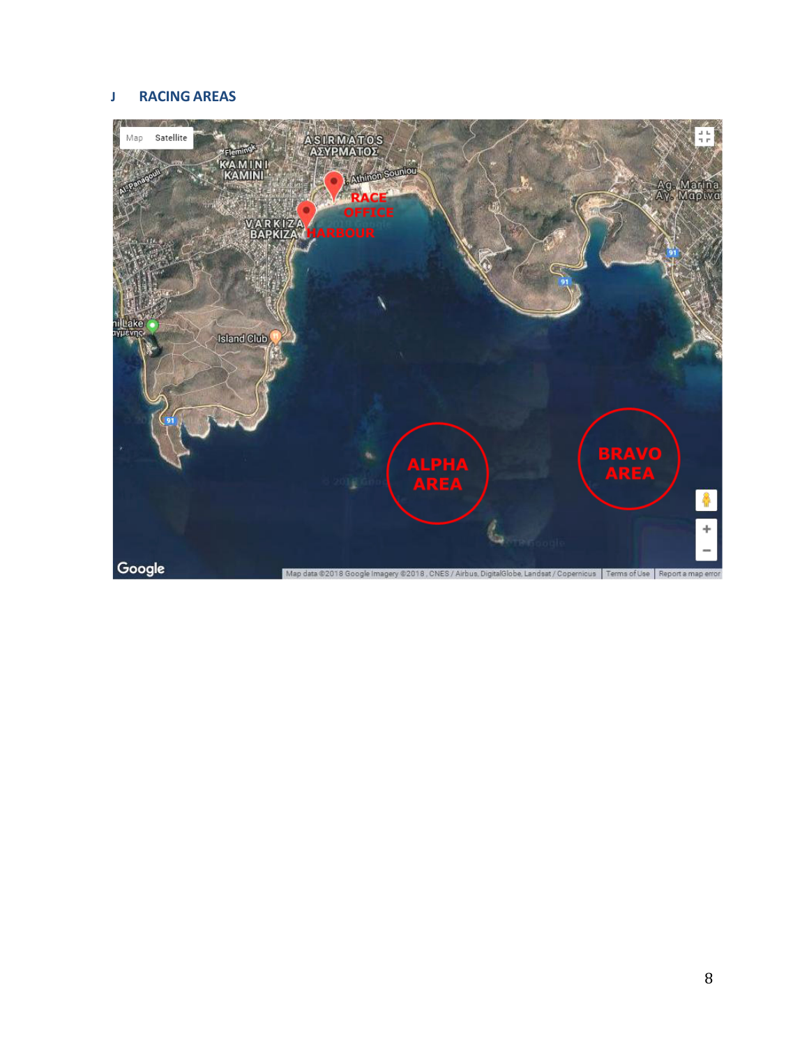## J RACING AREAS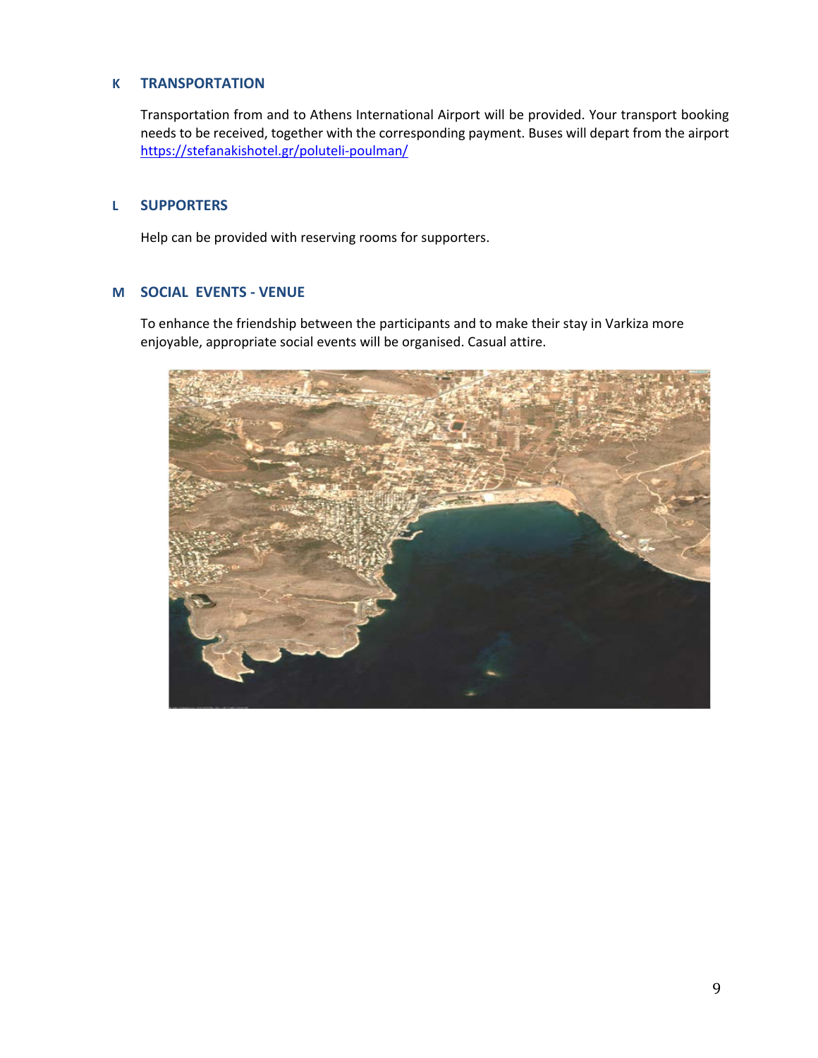## K TRANSPORTATION

Transportation from and to Athens International Airport will be provided. Your transport booking needs to be received, together with the corresponding payment. Buses will depart from the airport https://stefanakishotel.gr/poluteli-poulman/

## L SUPPORTERS

Help can be provided with reserving rooms for supporters.

## M SOCIAL EVENTS - VENUE

To enhance the friendship between the participants and to make their stay in Varkiza more enjoyable, appropriate social events will be organised. Casual attire.